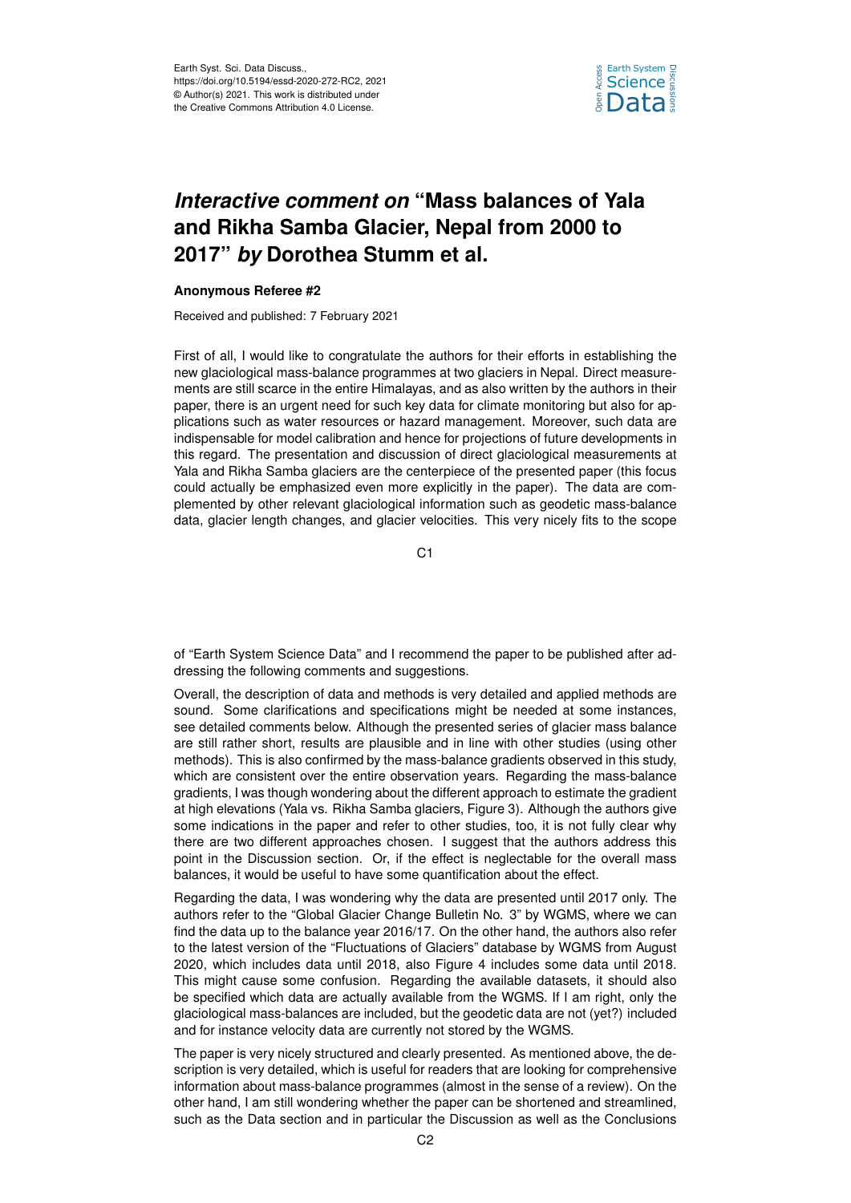# *Interactive comment on* "Mass balances of Yala and Rikha Samba Glacier, Nepal from 2000 to 2017" *by* Dorothea Stumm et al.

**Anonymous Referee #2**

Received and published: 7 February 2021

First of all, I would like to congratulate the authors for their efforts in establishing the new glaciological mass-balance programmes at two glaciers in Nepal. Direct measurements are still scarce in the entire Himalayas, and as also written by the authors in their paper, there is an urgent need for such key data for climate monitoring but also for applications such as water resources or hazard management. Moreover, such data are indispensable for model calibration and hence for projections of future developments in this regard. The presentation and discussion of direct glaciological measurements at Yala and Rikha Samba glaciers are the centerpiece of the presented paper (this focus could actually be emphasized even more explicitly in the paper). The data are complemented by other relevant glaciological information such as geodetic mass-balance data, glacier length changes, and glacier velocities. This very nicely fits to the scope of "Earth System Science Data" and I recommend the paper to be published after addressing the following comments and suggestions.

Overall, the description of data and methods is very detailed and applied methods are sound. Some clarifications and specifications might be needed at some instances, see detailed comments below. Although the presented series of glacier mass balance are still rather short, results are plausible and in line with other studies (using other methods). This is also confirmed by the mass-balance gradients observed in this study, which are consistent over the entire observation years. Regarding the mass-balance gradients, I was though wondering about the different approach to estimate the gradient at high elevations (Yala vs. Rikha Samba glaciers, Figure 3). Although the authors give some indications in the paper and refer to other studies, too, it is not fully clear why there are two different approaches chosen. I suggest that the authors address this point in the Discussion section. Or, if the effect is neglectable for the overall mass balances, it would be useful to have some quantification about the effect.

Regarding the data, I was wondering why the data are presented until 2017 only. The authors refer to the "Global Glacier Change Bulletin No. 3" by WGMS, where we can find the data up to the balance year 2016/17. On the other hand, the authors also refer to the latest version of the "Fluctuations of Glaciers" database by WGMS from August 2020, which includes data until 2018, also Figure 4 includes some data until 2018. This might cause some confusion. Regarding the available datasets, it should also be specified which data are actually available from the WGMS. If I am right, only the glaciological mass-balances are included, but the geodetic data are not (yet?) included and for instance velocity data are currently not stored by the WGMS.

The paper is very nicely structured and clearly presented. As mentioned above, the description is very detailed, which is useful for readers that are looking for comprehensive information about mass-balance programmes (almost in the sense of a review). On the other hand, I am still wondering whether the paper can be shortened and streamlined, such as the Data section and in particular the Discussion as well as the Conclusions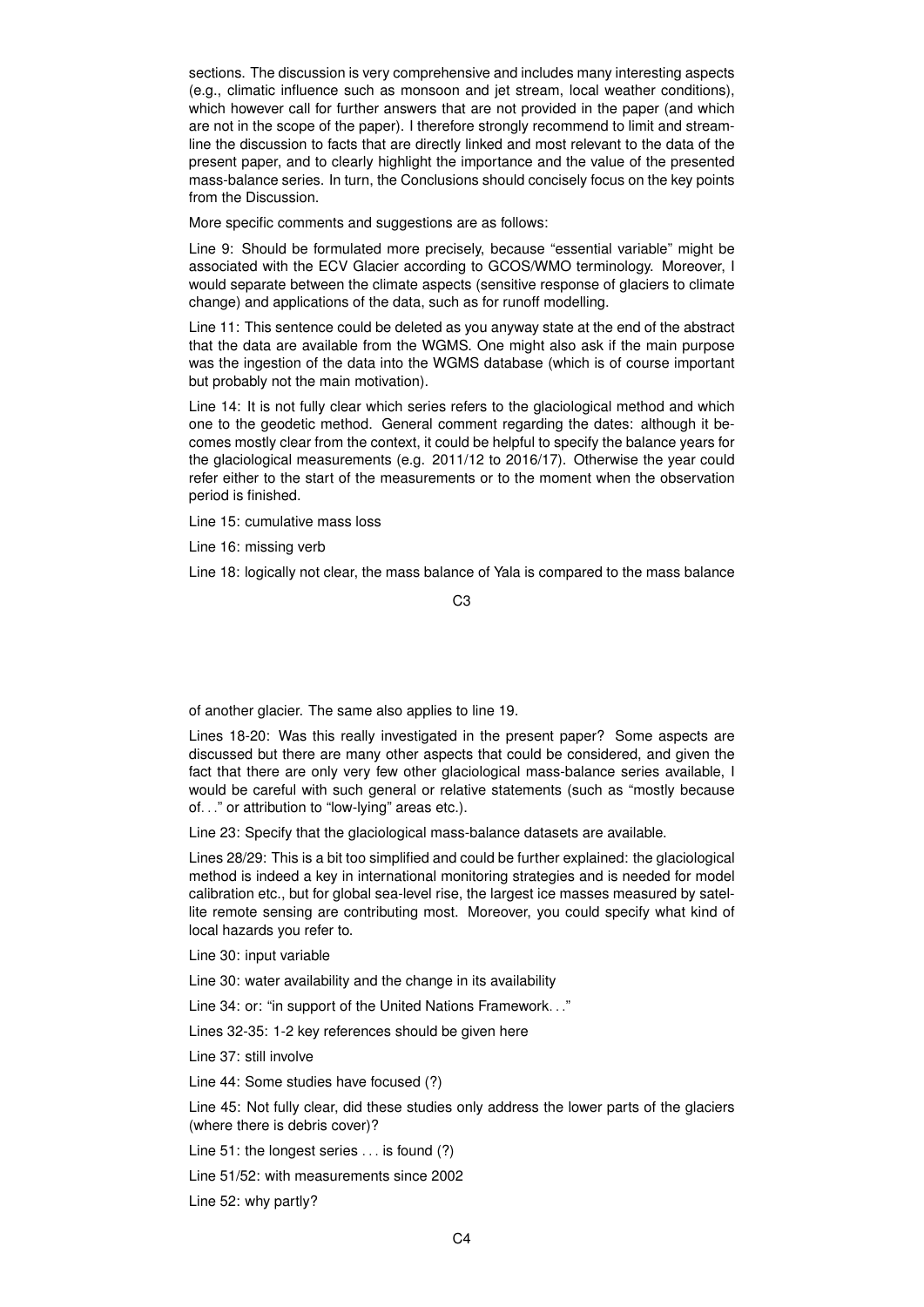sections. The discussion is very comprehensive and includes many interesting aspects (e.g., climatic influence such as monsoon and jet stream, local weather conditions), which however call for further answers that are not provided in the paper (and which are not in the scope of the paper). I therefore strongly recommend to limit and streamline the discussion to facts that are directly linked and most relevant to the data of the present paper, and to clearly highlight the importance and the value of the presented mass-balance series. In turn, the Conclusions should concisely focus on the key points from the Discussion.

More specific comments and suggestions are as follows:

Line 9: Should be formulated more precisely, because "essential variable" might be associated with the ECV Glacier according to GCOS/WMO terminology. Moreover, I would separate between the climate aspects (sensitive response of glaciers to climate change) and applications of the data, such as for runoff modelling.

Line 11: This sentence could be deleted as you anyway state at the end of the abstract that the data are available from the WGMS. One might also ask if the main purpose was the ingestion of the data into the WGMS database (which is of course important but probably not the main motivation).

Line 14: It is not fully clear which series refers to the glaciological method and which one to the geodetic method. General comment regarding the dates: although it becomes mostly clear from the context, it could be helpful to specify the balance years for the glaciological measurements (e.g. 2011/12 to 2016/17). Otherwise the year could refer either to the start of the measurements or to the moment when the observation period is finished.

Line 15: cumulative mass loss

Line 16: missing verb

Line 18: logically not clear, the mass balance of Yala is compared to the mass balance of another glacier. The same also applies to line 19.

Lines 18-20: Was this really investigated in the present paper? Some aspects are discussed but there are many other aspects that could be considered, and given the fact that there are only very few other glaciological mass-balance series available, I would be careful with such general or relative statements (such as "mostly because of..." or attribution to "low-lying" areas etc.).

Line 23: Specify that the glaciological mass-balance datasets are available.

Lines 28/29: This is a bit too simplified and could be further explained: the glaciological method is indeed a key in international monitoring strategies and is needed for model calibration etc., but for global sea-level rise, the largest ice masses measured by satellite remote sensing are contributing most. Moreover, you could specify what kind of local hazards you refer to.

Line 30: input variable

Line 30: water availability and the change in its availability

Line 34: or: "in support of the United Nations Framework..."

Lines 32-35: 1-2 key references should be given here

Line 37: still involve

Line 44: Some studies have focused (?)

Line 45: Not fully clear, did these studies only address the lower parts of the glaciers (where there is debris cover)?

Line 51: the longest series ... is found (?)

Line 51/52: with measurements since 2002

Line 52: why partly?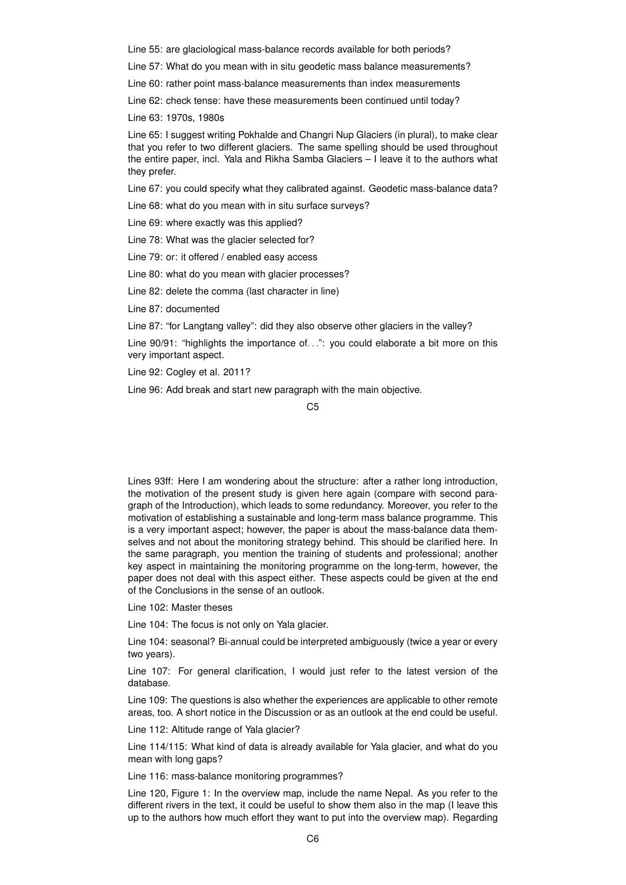Line 55: are glaciological mass-balance records available for both periods?

Line 57: What do you mean with in situ geodetic mass balance measurements?

Line 60: rather point mass-balance measurements than index measurements

Line 62: check tense: have these measurements been continued until today?

Line 63: 1970s, 1980s

Line 65: I suggest writing Pokhalde and Changri Nup Glaciers (in plural), to make clear that you refer to two different glaciers. The same spelling should be used throughout the entire paper, incl. Yala and Rikha Samba Glaciers – I leave it to the authors what they prefer.

Line 67: you could specify what they calibrated against. Geodetic mass-balance data?

Line 68: what do you mean with in situ surface surveys?

Line 69: where exactly was this applied?

Line 78: What was the glacier selected for?

Line 79: or: it offered / enabled easy access

Line 80: what do you mean with glacier processes?

Line 82: delete the comma (last character in line)

Line 87: documented

Line 87: "for Langtang valley": did they also observe other glaciers in the valley?

Line 90/91: "highlights the importance of. . .": you could elaborate a bit more on this very important aspect.

Line 92: Cogley et al. 2011?

Line 96: Add break and start new paragraph with the main objective.

Lines 93ff: Here I am wondering about the structure: after a rather long introduction, the motivation of the present study is given here again (compare with second paragraph of the Introduction), which leads to some redundancy. Moreover, you refer to the motivation of establishing a sustainable and long-term mass balance programme. This is a very important aspect; however, the paper is about the mass-balance data themselves and not about the monitoring strategy behind. This should be clarified here. In the same paragraph, you mention the training of students and professional; another key aspect in maintaining the monitoring programme on the long-term, however, the paper does not deal with this aspect either. These aspects could be given at the end of the Conclusions in the sense of an outlook.

Line 102: Master theses

Line 104: The focus is not only on Yala glacier.

Line 104: seasonal? Bi-annual could be interpreted ambiguously (twice a year or every two years).

Line 107: For general clarification, I would just refer to the latest version of the database.

Line 109: The questions is also whether the experiences are applicable to other remote areas, too. A short notice in the Discussion or as an outlook at the end could be useful.

Line 112: Altitude range of Yala glacier?

Line 114/115: What kind of data is already available for Yala glacier, and what do you mean with long gaps?

Line 116: mass-balance monitoring programmes?

Line 120, Figure 1: In the overview map, include the name Nepal. As you refer to the different rivers in the text, it could be useful to show them also in the map (I leave this up to the authors how much effort they want to put into the overview map). Regarding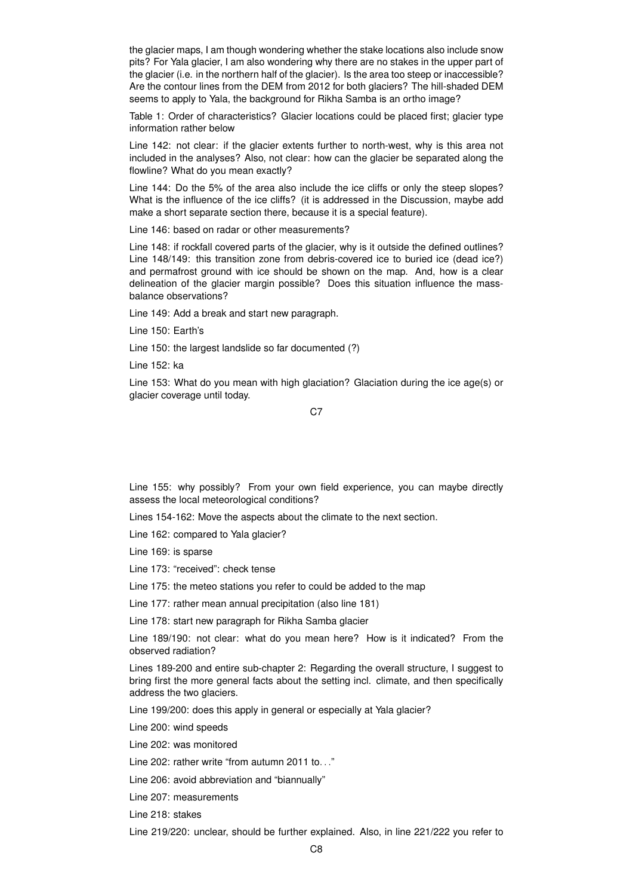the glacier maps, I am though wondering whether the stake locations also include snow pits? For Yala glacier, I am also wondering why there are no stakes in the upper part of the glacier (i.e. in the northern half of the glacier). Is the area too steep or inaccessible? Are the contour lines from the DEM from 2012 for both glaciers? The hill-shaded DEM seems to apply to Yala, the background for Rikha Samba is an ortho image?

Table 1: Order of characteristics? Glacier locations could be placed first; glacier type information rather below

Line 142: not clear: if the glacier extents further to north-west, why is this area not included in the analyses? Also, not clear: how can the glacier be separated along the flowline? What do you mean exactly?

Line 144: Do the 5% of the area also include the ice cliffs or only the steep slopes? What is the influence of the ice cliffs? (it is addressed in the Discussion, maybe add make a short separate section there, because it is a special feature).

Line 146: based on radar or other measurements?

Line 148: if rockfall covered parts of the glacier, why is it outside the defined outlines? Line 148/149: this transition zone from debris-covered ice to buried ice (dead ice?) and permafrost ground with ice should be shown on the map. And, how is a clear delineation of the glacier margin possible? Does this situation influence the mass-balance observations?

Line 149: Add a break and start new paragraph.

Line 150: Earth's

Line 150: the largest landslide so far documented (?)

Line 152: ka

Line 153: What do you mean with high glaciation? Glaciation during the ice age(s) or glacier coverage until today.

Line 155: why possibly? From your own field experience, you can maybe directly assess the local meteorological conditions?

Lines 154-162: Move the aspects about the climate to the next section.

Line 162: compared to Yala glacier?

Line 169: is sparse

Line 173: "received": check tense

Line 175: the meteo stations you refer to could be added to the map

Line 177: rather mean annual precipitation (also line 181)

Line 178: start new paragraph for Rikha Samba glacier

Line 189/190: not clear: what do you mean here? How is it indicated? From the observed radiation?

Lines 189-200 and entire sub-chapter 2: Regarding the overall structure, I suggest to bring first the more general facts about the setting incl. climate, and then specifically address the two glaciers.

Line 199/200: does this apply in general or especially at Yala glacier?

Line 200: wind speeds

Line 202: was monitored

Line 202: rather write "from autumn 2011 to..."

Line 206: avoid abbreviation and "biannually"

Line 207: measurements

Line 218: stakes

Line 219/220: unclear, should be further explained. Also, in line 221/222 you refer to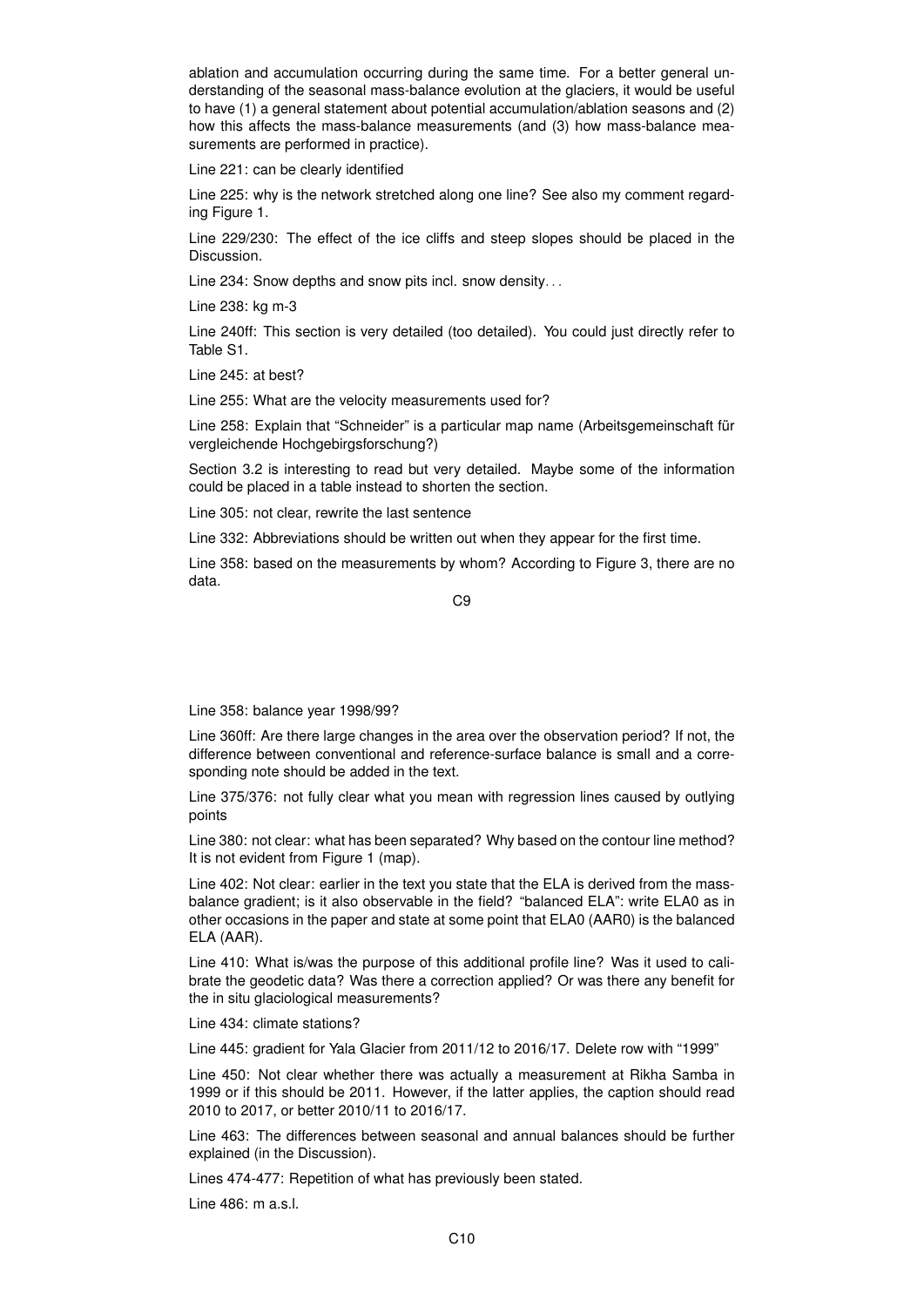ablation and accumulation occurring during the same time. For a better general understanding of the seasonal mass-balance evolution at the glaciers, it would be useful to have (1) a general statement about potential accumulation/ablation seasons and (2) how this affects the mass-balance measurements (and (3) how mass-balance measurements are performed in practice).

Line 221: can be clearly identified

Line 225: why is the network stretched along one line? See also my comment regarding Figure 1.

Line 229/230: The effect of the ice cliffs and steep slopes should be placed in the Discussion.

Line 234: Snow depths and snow pits incl. snow density. . .

Line 238: kg m-3

Line 240ff: This section is very detailed (too detailed). You could just directly refer to Table S1.

Line 245: at best?

Line 255: What are the velocity measurements used for?

Line 258: Explain that "Schneider" is a particular map name (Arbeitsgemeinschaft für vergleichende Hochgebirgsforschung?)

Section 3.2 is interesting to read but very detailed. Maybe some of the information could be placed in a table instead to shorten the section.

Line 305: not clear, rewrite the last sentence

Line 332: Abbreviations should be written out when they appear for the first time.

Line 358: based on the measurements by whom? According to Figure 3, there are no data.

Line 358: balance year 1998/99?

Line 360ff: Are there large changes in the area over the observation period? If not, the difference between conventional and reference-surface balance is small and a corresponding note should be added in the text.

Line 375/376: not fully clear what you mean with regression lines caused by outlying points

Line 380: not clear: what has been separated? Why based on the contour line method? It is not evident from Figure 1 (map).

Line 402: Not clear: earlier in the text you state that the ELA is derived from the mass-balance gradient; is it also observable in the field? "balanced ELA": write ELA0 as in other occasions in the paper and state at some point that ELA0 (AAR0) is the balanced ELA (AAR).

Line 410: What is/was the purpose of this additional profile line? Was it used to calibrate the geodetic data? Was there a correction applied? Or was there any benefit for the in situ glaciological measurements?

Line 434: climate stations?

Line 445: gradient for Yala Glacier from 2011/12 to 2016/17. Delete row with "1999"

Line 450: Not clear whether there was actually a measurement at Rikha Samba in 1999 or if this should be 2011. However, if the latter applies, the caption should read 2010 to 2017, or better 2010/11 to 2016/17.

Line 463: The differences between seasonal and annual balances should be further explained (in the Discussion).

Lines 474-477: Repetition of what has previously been stated.

Line 486: m a.s.l.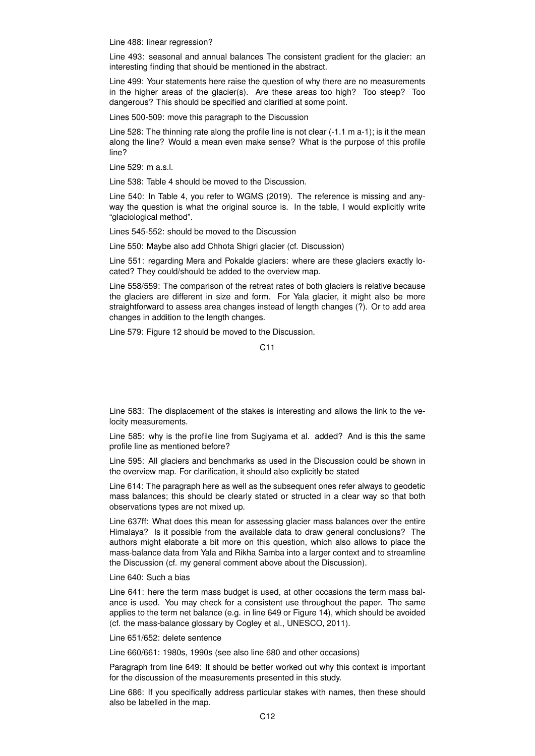Line 488: linear regression?

Line 493: seasonal and annual balances The consistent gradient for the glacier: an interesting finding that should be mentioned in the abstract.

Line 499: Your statements here raise the question of why there are no measurements in the higher areas of the glacier(s). Are these areas too high? Too steep? Too dangerous? This should be specified and clarified at some point.

Lines 500-509: move this paragraph to the Discussion

Line 528: The thinning rate along the profile line is not clear (-1.1 m a-1); is it the mean along the line? Would a mean even make sense? What is the purpose of this profile line?

Line 529: m a.s.l.

Line 538: Table 4 should be moved to the Discussion.

Line 540: In Table 4, you refer to WGMS (2019). The reference is missing and anyway the question is what the original source is. In the table, I would explicitly write "glaciological method".

Lines 545-552: should be moved to the Discussion

Line 550: Maybe also add Chhota Shigri glacier (cf. Discussion)

Line 551: regarding Mera and Pokalde glaciers: where are these glaciers exactly located? They could/should be added to the overview map.

Line 558/559: The comparison of the retreat rates of both glaciers is relative because the glaciers are different in size and form. For Yala glacier, it might also be more straightforward to assess area changes instead of length changes (?). Or to add area changes in addition to the length changes.

Line 579: Figure 12 should be moved to the Discussion.

Line 583: The displacement of the stakes is interesting and allows the link to the velocity measurements.

Line 585: why is the profile line from Sugiyama et al. added? And is this the same profile line as mentioned before?

Line 595: All glaciers and benchmarks as used in the Discussion could be shown in the overview map. For clarification, it should also explicitly be stated

Line 614: The paragraph here as well as the subsequent ones refer always to geodetic mass balances; this should be clearly stated or structed in a clear way so that both observations types are not mixed up.

Line 637ff: What does this mean for assessing glacier mass balances over the entire Himalaya? Is it possible from the available data to draw general conclusions? The authors might elaborate a bit more on this question, which also allows to place the mass-balance data from Yala and Rikha Samba into a larger context and to streamline the Discussion (cf. my general comment above about the Discussion).

Line 640: Such a bias

Line 641: here the term mass budget is used, at other occasions the term mass balance is used. You may check for a consistent use throughout the paper. The same applies to the term net balance (e.g. in line 649 or Figure 14), which should be avoided (cf. the mass-balance glossary by Cogley et al., UNESCO, 2011).

Line 651/652: delete sentence

Line 660/661: 1980s, 1990s (see also line 680 and other occasions)

Paragraph from line 649: It should be better worked out why this context is important for the discussion of the measurements presented in this study.

Line 686: If you specifically address particular stakes with names, then these should also be labelled in the map.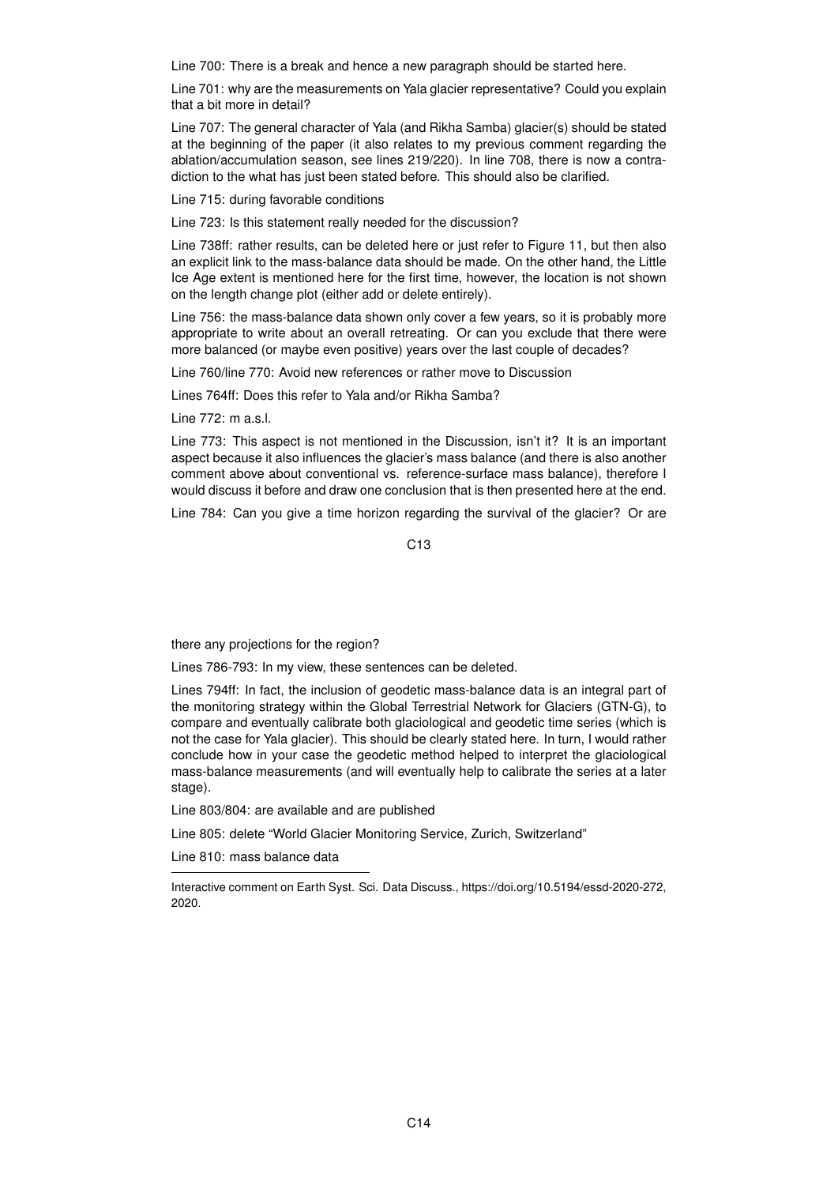Line 700: There is a break and hence a new paragraph should be started here.

Line 701: why are the measurements on Yala glacier representative? Could you explain that a bit more in detail?

Line 707: The general character of Yala (and Rikha Samba) glacier(s) should be stated at the beginning of the paper (it also relates to my previous comment regarding the ablation/accumulation season, see lines 219/220). In line 708, there is now a contradiction to the what has just been stated before. This should also be clarified.

Line 715: during favorable conditions

Line 723: Is this statement really needed for the discussion?

Line 738ff: rather results, can be deleted here or just refer to Figure 11, but then also an explicit link to the mass-balance data should be made. On the other hand, the Little Ice Age extent is mentioned here for the first time, however, the location is not shown on the length change plot (either add or delete entirely).

Line 756: the mass-balance data shown only cover a few years, so it is probably more appropriate to write about an overall retreating. Or can you exclude that there were more balanced (or maybe even positive) years over the last couple of decades?

Line 760/line 770: Avoid new references or rather move to Discussion

Lines 764ff: Does this refer to Yala and/or Rikha Samba?

Line 772: m a.s.l.

Line 773: This aspect is not mentioned in the Discussion, isn't it? It is an important aspect because it also influences the glacier's mass balance (and there is also another comment above about conventional vs. reference-surface mass balance), therefore I would discuss it before and draw one conclusion that is then presented here at the end.

Line 784: Can you give a time horizon regarding the survival of the glacier? Or are there any projections for the region?

Lines 786-793: In my view, these sentences can be deleted.

Lines 794ff: In fact, the inclusion of geodetic mass-balance data is an integral part of the monitoring strategy within the Global Terrestrial Network for Glaciers (GTN-G), to compare and eventually calibrate both glaciological and geodetic time series (which is not the case for Yala glacier). This should be clearly stated here. In turn, I would rather conclude how in your case the geodetic method helped to interpret the glaciological mass-balance measurements (and will eventually help to calibrate the series at a later stage).

Line 803/804: are available and are published

Line 805: delete "World Glacier Monitoring Service, Zurich, Switzerland"

Line 810: mass balance data

---

Interactive comment on Earth Syst. Sci. Data Discuss., https://doi.org/10.5194/essd-2020-272, 2020.